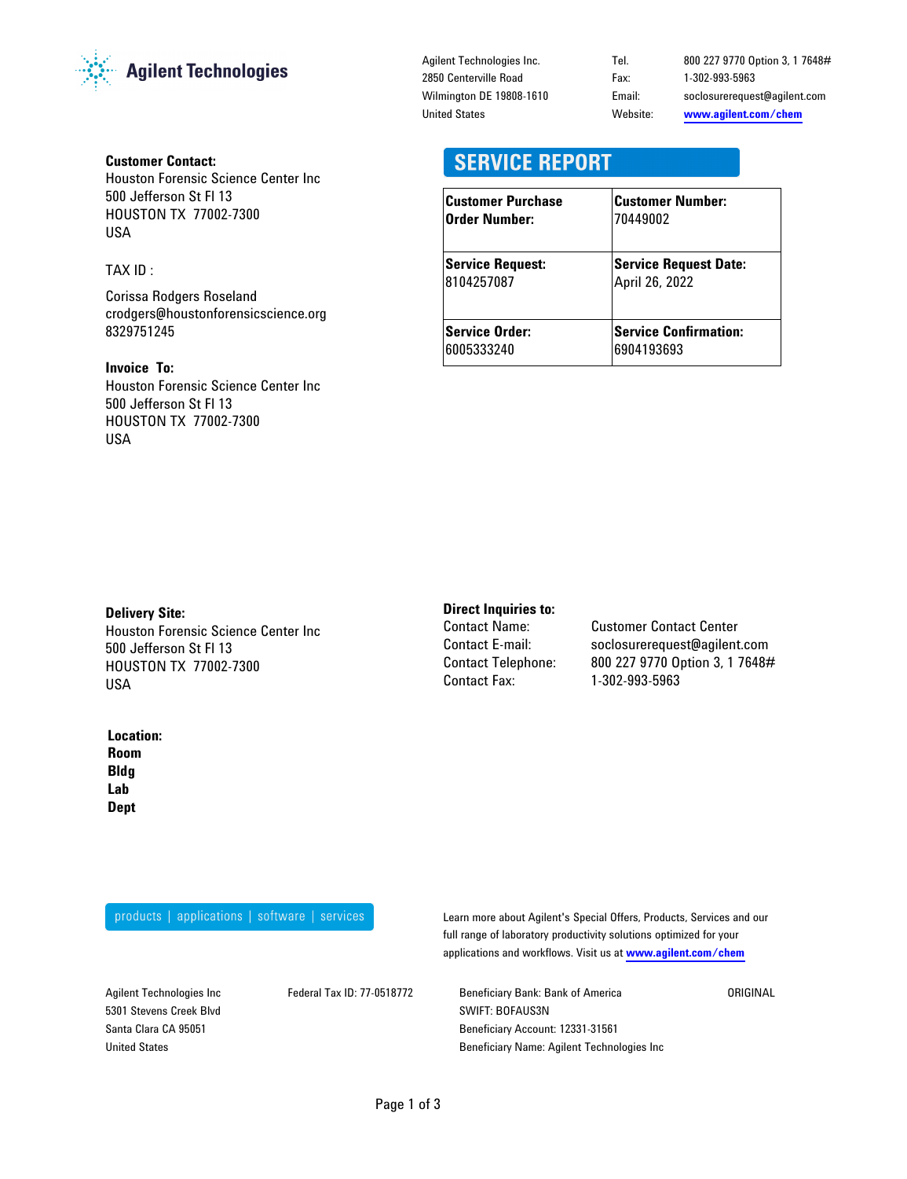**Agilent Technologies**

Agilent Technologies Inc.
2850 Centerville Road
Wilmington DE 19808-1610
United States

Tel. 800 227 9770 Option 3, 1 7648#
Fax: 1-302-993-5963
Email: soclosurerequest@agilent.com
Website: www.agilent.com/chem

**Customer Contact:**
Houston Forensic Science Center Inc
500 Jefferson St Fl 13
HOUSTON TX 77002-7300
USA

TAX ID :

Corissa Rodgers Roseland
crodgers@houstonforensicscience.org
8329751245

**Invoice To:**
Houston Forensic Science Center Inc
500 Jefferson St Fl 13
HOUSTON TX 77002-7300
USA

# SERVICE REPORT

| **Customer Purchase Order Number:** | **Customer Number:** 70449002 |
|---|---|
| **Service Request:** 8104257087 | **Service Request Date:** April 26, 2022 |
| **Service Order:** 6005333240 | **Service Confirmation:** 6904193693 |

**Delivery Site:**
Houston Forensic Science Center Inc
500 Jefferson St Fl 13
HOUSTON TX 77002-7300
USA

**Direct Inquiries to:**
Contact Name: Customer Contact Center
Contact E-mail: soclosurerequest@agilent.com
Contact Telephone: 800 227 9770 Option 3, 1 7648#
Contact Fax: 1-302-993-5963

**Location:**
**Room**
**Bldg**
**Lab**
**Dept**

products | applications | software | services

Learn more about Agilent's Special Offers, Products, Services and our full range of laboratory productivity solutions optimized for your applications and workflows. Visit us at www.agilent.com/chem

Agilent Technologies Inc
5301 Stevens Creek Blvd
Santa Clara CA 95051
United States

Federal Tax ID: 77-0518772

Beneficiary Bank: Bank of America
SWIFT: BOFAUS3N
Beneficiary Account: 12331-31561
Beneficiary Name: Agilent Technologies Inc

ORIGINAL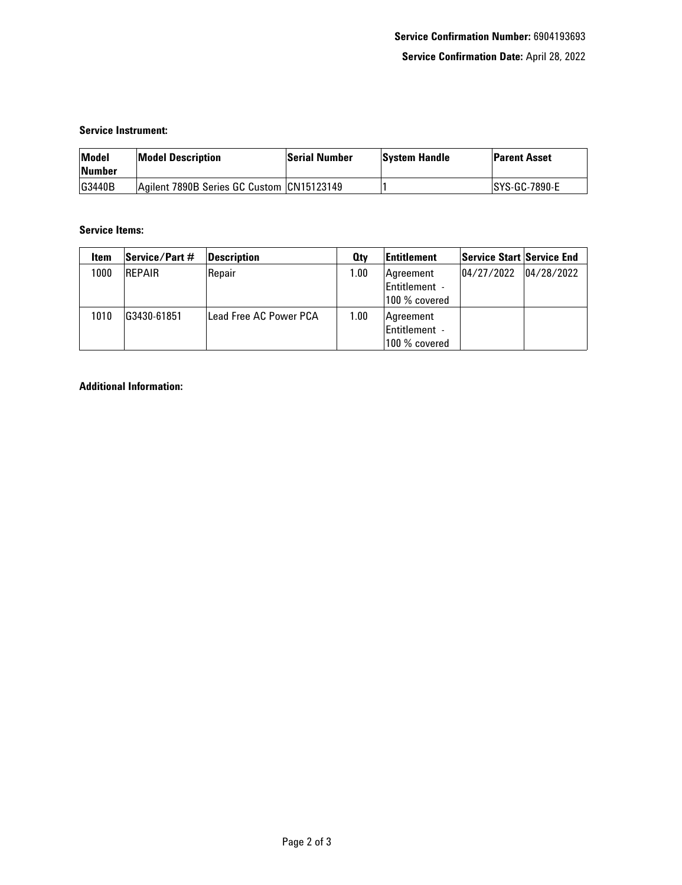**Service Confirmation Number:** 6904193693

**Service Confirmation Date:** April 28, 2022

**Service Instrument:**

| Model Number | Model Description | Serial Number | System Handle | Parent Asset |
|---|---|---|---|---|
| G3440B | Agilent 7890B Series GC Custom | CN15123149 | 1 | SYS-GC-7890-E |

**Service Items:**

| Item | Service/Part # | Description | Qty | Entitlement | Service Start | Service End |
|---|---|---|---|---|---|---|
| 1000 | REPAIR | Repair | 1.00 | Agreement Entitlement - 100 % covered | 04/27/2022 | 04/28/2022 |
| 1010 | G3430-61851 | Lead Free AC Power PCA | 1.00 | Agreement Entitlement - 100 % covered | | |

**Additional Information:**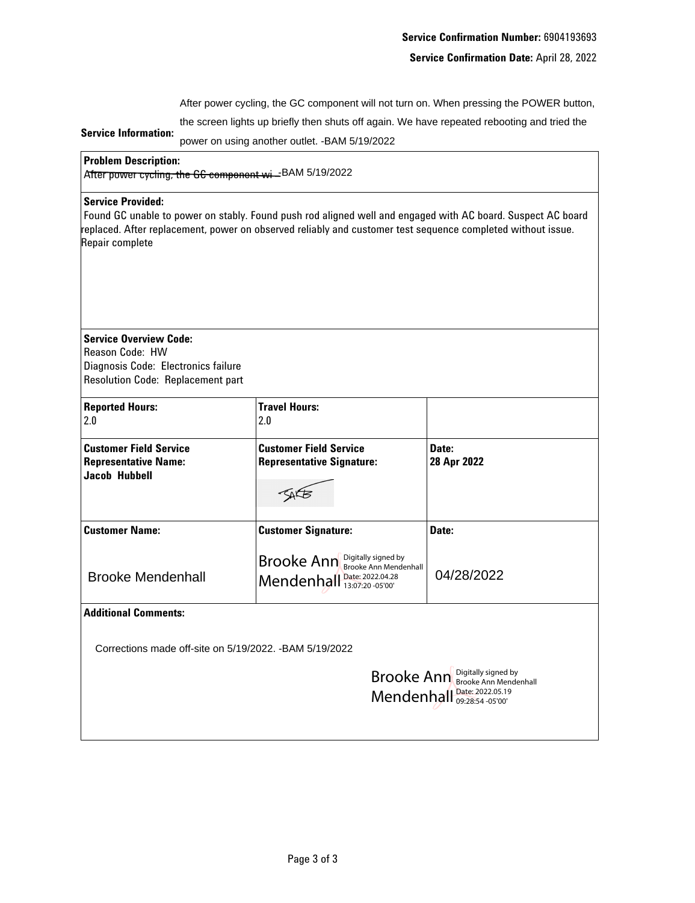**Service Confirmation Number:** 6904193693

**Service Confirmation Date:** April 28, 2022

**Service Information:** After power cycling, the GC component will not turn on. When pressing the POWER button, the screen lights up briefly then shuts off again. We have repeated rebooting and tried the power on using another outlet. -BAM 5/19/2022

**Problem Description:**
~~After power cycling, the GC component wi~~ -BAM 5/19/2022

**Service Provided:**
Found GC unable to power on stably. Found push rod aligned well and engaged with AC board. Suspect AC board replaced. After replacement, power on observed reliably and customer test sequence completed without issue. Repair complete

**Service Overview Code:**
Reason Code: HW
Diagnosis Code: Electronics failure
Resolution Code: Replacement part

| | | |
|---|---|---|
| **Reported Hours:** 2.0 | **Travel Hours:** 2.0 | |
| **Customer Field Service Representative Name:** Jacob Hubbell | **Customer Field Service Representative Signature:** [signature] | **Date:** 28 Apr 2022 |
| **Customer Name:** Brooke Mendenhall | **Customer Signature:** Brooke Ann Mendenhall — Digitally signed by Brooke Ann Mendenhall Date: 2022.04.28 13:07:20 -05'00' | **Date:** 04/28/2022 |

**Additional Comments:**

Corrections made off-site on 5/19/2022. -BAM 5/19/2022

Brooke Ann Mendenhall — Digitally signed by Brooke Ann Mendenhall Date: 2022.05.19 09:28:54 -05'00'